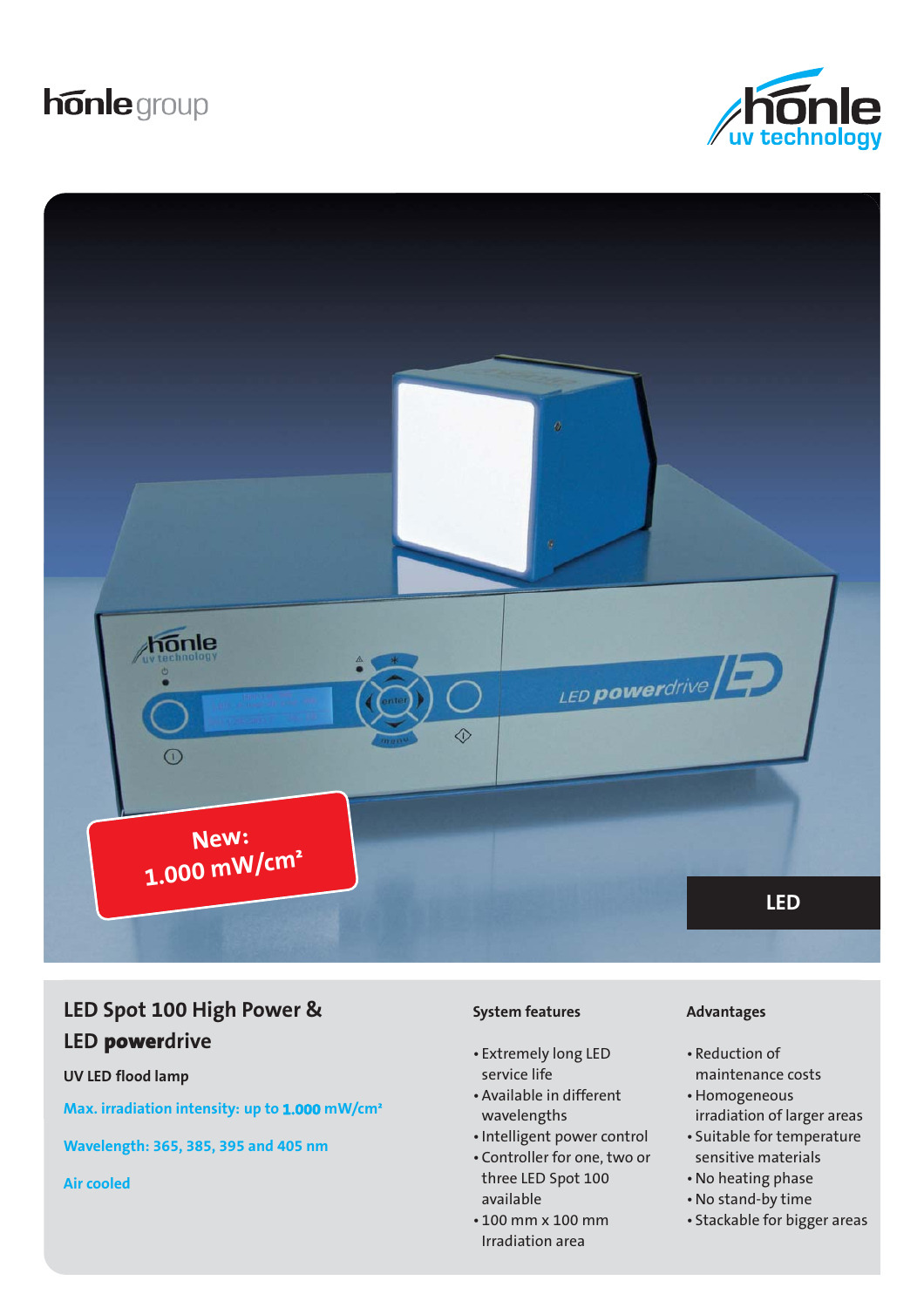hönle group

hönle uv technology

New: 1.000 mW/cm²

LED

## LED Spot 100 High Power & LED **power**drive

**UV LED flood lamp**

**Max. irradiation intensity: up to 1.000 mW/cm²**

**Wavelength: 365, 385, 395 and 405 nm**

**Air cooled**

### System features

- Extremely long LED service life
- Available in different wavelengths
- Intelligent power control
- Controller for one, two or three LED Spot 100 available
- 100 mm x 100 mm Irradiation area

### Advantages

- Reduction of maintenance costs
- Homogeneous irradiation of larger areas
- Suitable for temperature sensitive materials
- No heating phase
- No stand-by time
- Stackable for bigger areas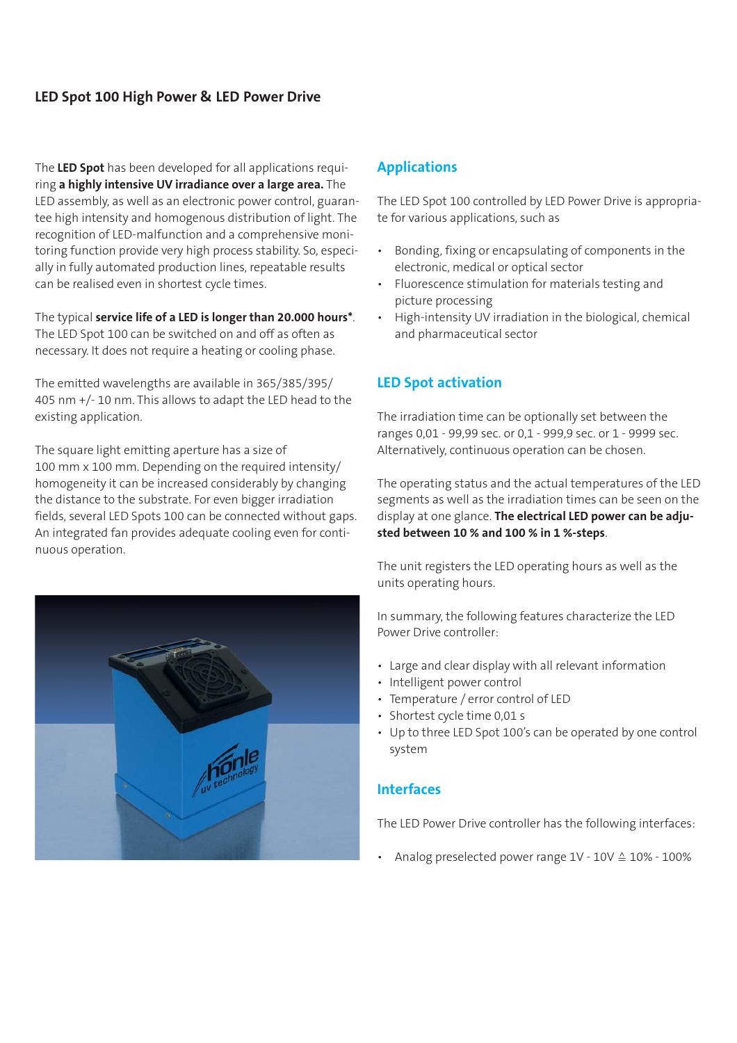## LED Spot 100 High Power & LED Power Drive

The **LED Spot** has been developed for all applications requiring **a highly intensive UV irradiance over a large area.** The LED assembly, as well as an electronic power control, guarantee high intensity and homogenous distribution of light. The recognition of LED-malfunction and a comprehensive monitoring function provide very high process stability. So, especially in fully automated production lines, repeatable results can be realised even in shortest cycle times.

The typical **service life of a LED is longer than 20.000 hours***. The LED Spot 100 can be switched on and off as often as necessary. It does not require a heating or cooling phase.

The emitted wavelengths are available in 365/385/395/405 nm +/- 10 nm. This allows to adapt the LED head to the existing application.

The square light emitting aperture has a size of 100 mm x 100 mm. Depending on the required intensity/homogeneity it can be increased considerably by changing the distance to the substrate. For even bigger irradiation fields, several LED Spots 100 can be connected without gaps. An integrated fan provides adequate cooling even for continuous operation.

### Applications

The LED Spot 100 controlled by LED Power Drive is appropriate for various applications, such as

- Bonding, fixing or encapsulating of components in the electronic, medical or optical sector
- Fluorescence stimulation for materials testing and picture processing
- High-intensity UV irradiation in the biological, chemical and pharmaceutical sector

### LED Spot activation

The irradiation time can be optionally set between the ranges 0,01 - 99,99 sec. or 0,1 - 999,9 sec. or 1 - 9999 sec. Alternatively, continuous operation can be chosen.

The operating status and the actual temperatures of the LED segments as well as the irradiation times can be seen on the display at one glance. **The electrical LED power can be adjusted between 10 % and 100 % in 1 %-steps**.

The unit registers the LED operating hours as well as the units operating hours.

In summary, the following features characterize the LED Power Drive controller:

- Large and clear display with all relevant information
- Intelligent power control
- Temperature / error control of LED
- Shortest cycle time 0,01 s
- Up to three LED Spot 100's can be operated by one control system

### Interfaces

The LED Power Drive controller has the following interfaces:

- Analog preselected power range 1V - 10V ≙ 10% - 100%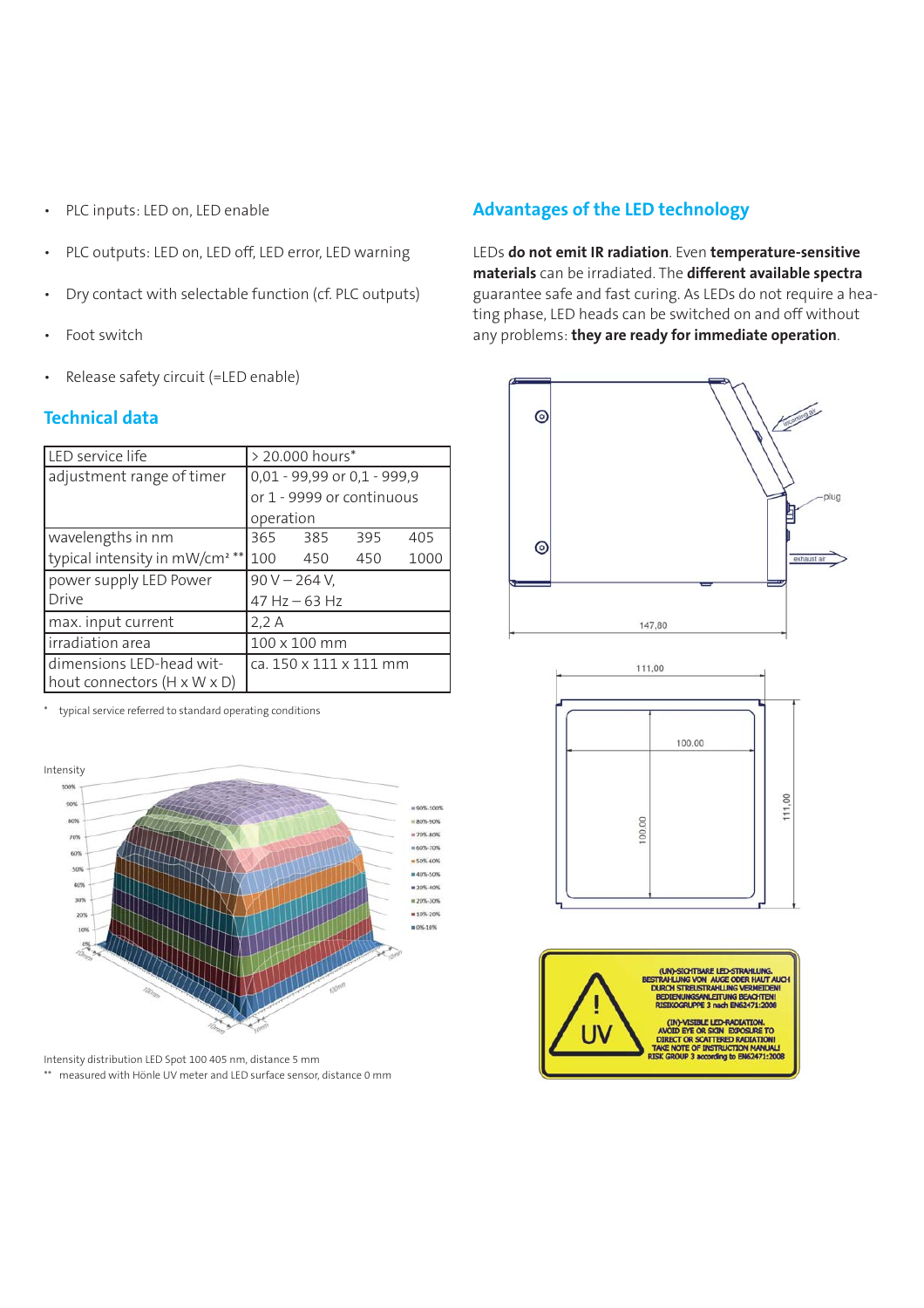- PLC inputs: LED on, LED enable
- PLC outputs: LED on, LED off, LED error, LED warning
- Dry contact with selectable function (cf. PLC outputs)
- Foot switch
- Release safety circuit (=LED enable)

## Technical data

| | | | | |
|---|---|---|---|---|
| LED service life | > 20.000 hours* | | | |
| adjustment range of timer | 0,01 - 99,99 or 0,1 - 999,9 or 1 - 9999 or continuous operation | | | |
| wavelengths in nm | 365 | 385 | 395 | 405 |
| typical intensity in mW/cm² ** | 100 | 450 | 450 | 1000 |
| power supply LED Power Drive | 90 V – 264 V, 47 Hz – 63 Hz | | | |
| max. input current | 2,2 A | | | |
| irradiation area | 100 x 100 mm | | | |
| dimensions LED-head without connectors (H x W x D) | ca. 150 x 111 x 111 mm | | | |

\* typical service referred to standard operating conditions

Intensity distribution LED Spot 100 405 nm, distance 5 mm

** measured with Hönle UV meter and LED surface sensor, distance 0 mm

## Advantages of the LED technology

LEDs **do not emit IR radiation**. Even **temperature-sensitive materials** can be irradiated. The **different available spectra** guarantee safe and fast curing. As LEDs do not require a heating phase, LED heads can be switched on and off without any problems: **they are ready for immediate operation**.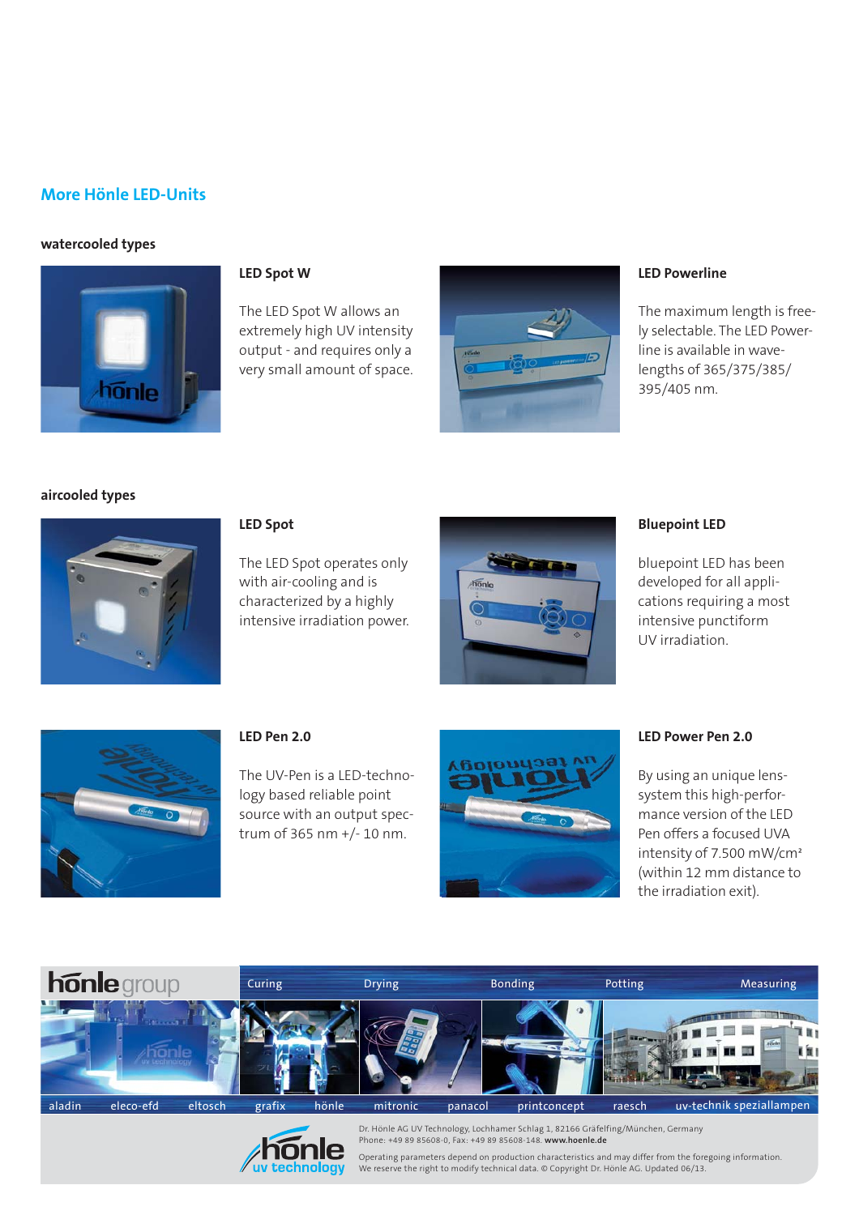## More Hönle LED-Units

### watercooled types

#### LED Spot W

The LED Spot W allows an extremely high UV intensity output - and requires only a very small amount of space.

#### LED Powerline

The maximum length is freely selectable. The LED Powerline is available in wavelengths of 365/375/385/395/405 nm.

### aircooled types

#### LED Spot

The LED Spot operates only with air-cooling and is characterized by a highly intensive irradiation power.

#### Bluepoint LED

bluepoint LED has been developed for all applications requiring a most intensive punctiform UV irradiation.

#### LED Pen 2.0

The UV-Pen is a LED-technology based reliable point source with an output spectrum of 365 nm +/- 10 nm.

#### LED Power Pen 2.0

By using an unique lens-system this high-performance version of the LED Pen offers a focused UVA intensity of 7.500 mW/cm² (within 12 mm distance to the irradiation exit).

hönlegroup

Curing Drying Bonding Potting Measuring

aladin eleco-efd eltosch grafix hönle mitronic panacol printconcept raesch uv-technik speziallampen

hönle uv technology

Dr. Hönle AG UV Technology, Lochhamer Schlag 1, 82166 Gräfelfing/München, Germany
Phone: +49 89 85608-0, Fax: +49 89 85608-148. **www.hoenle.de**

Operating parameters depend on production characteristics and may differ from the foregoing information.
We reserve the right to modify technical data. © Copyright Dr. Hönle AG. Updated 06/13.